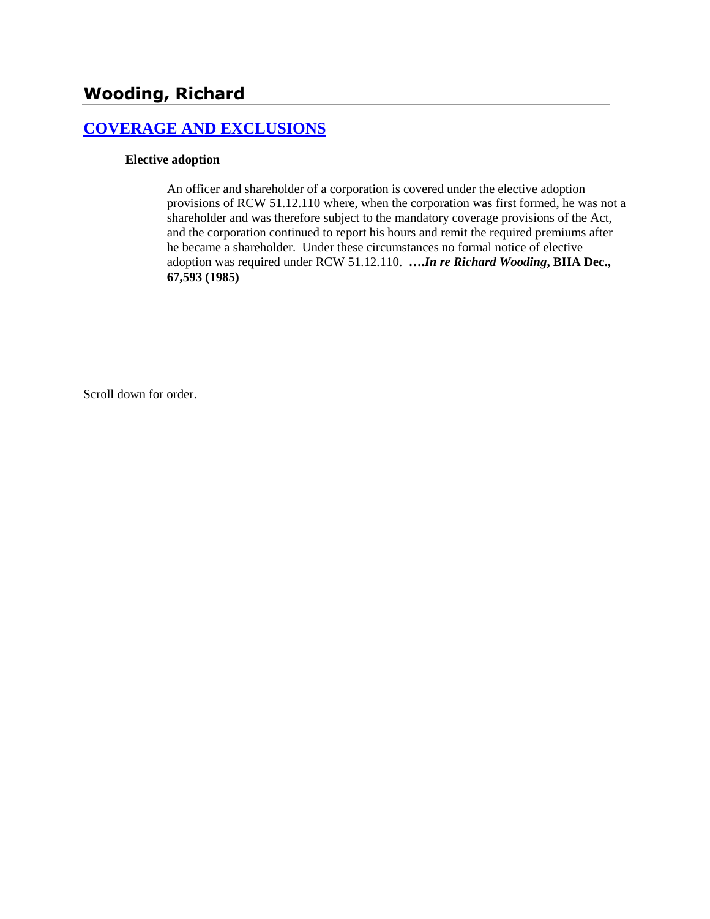# Wooding, Richard

## COVERAGE AND EXCLUSIONS

**Elective adoption**

An officer and shareholder of a corporation is covered under the elective adoption provisions of RCW 51.12.110 where, when the corporation was first formed, he was not a shareholder and was therefore subject to the mandatory coverage provisions of the Act, and the corporation continued to report his hours and remit the required premiums after he became a shareholder. Under these circumstances no formal notice of elective adoption was required under RCW 51.12.110. **….*In re Richard Wooding*, BIIA Dec., 67,593 (1985)**

Scroll down for order.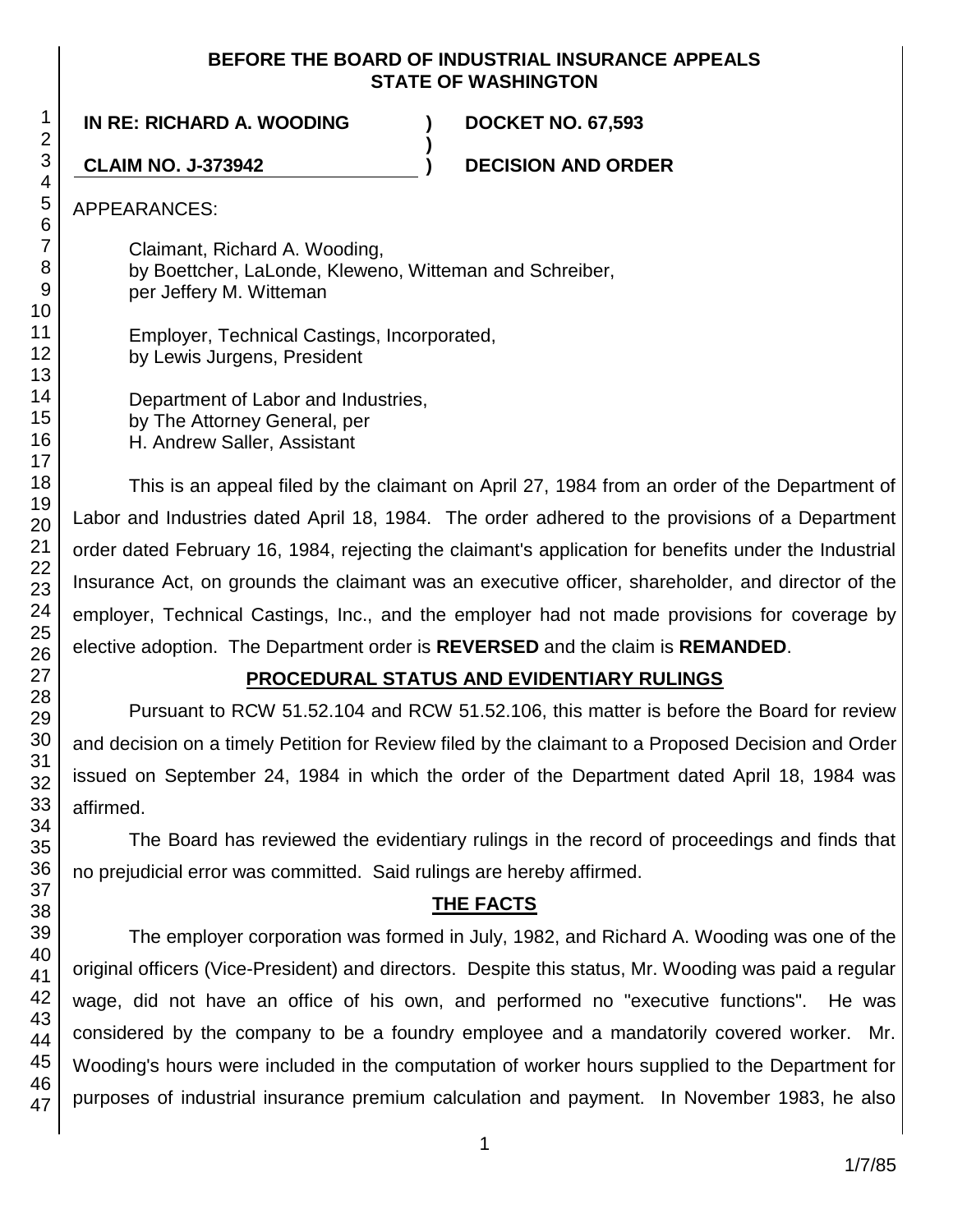**BEFORE THE BOARD OF INDUSTRIAL INSURANCE APPEALS**
**STATE OF WASHINGTON**

**IN RE: RICHARD A. WOODING ) DOCKET NO. 67,593**
**)**
**CLAIM NO. J-373942 ) DECISION AND ORDER**

APPEARANCES:

Claimant, Richard A. Wooding,
by Boettcher, LaLonde, Kleweno, Witteman and Schreiber,
per Jeffery M. Witteman

Employer, Technical Castings, Incorporated,
by Lewis Jurgens, President

Department of Labor and Industries,
by The Attorney General, per
H. Andrew Saller, Assistant

This is an appeal filed by the claimant on April 27, 1984 from an order of the Department of Labor and Industries dated April 18, 1984. The order adhered to the provisions of a Department order dated February 16, 1984, rejecting the claimant's application for benefits under the Industrial Insurance Act, on grounds the claimant was an executive officer, shareholder, and director of the employer, Technical Castings, Inc., and the employer had not made provisions for coverage by elective adoption. The Department order is **REVERSED** and the claim is **REMANDED**.

## PROCEDURAL STATUS AND EVIDENTIARY RULINGS

Pursuant to RCW 51.52.104 and RCW 51.52.106, this matter is before the Board for review and decision on a timely Petition for Review filed by the claimant to a Proposed Decision and Order issued on September 24, 1984 in which the order of the Department dated April 18, 1984 was affirmed.

The Board has reviewed the evidentiary rulings in the record of proceedings and finds that no prejudicial error was committed. Said rulings are hereby affirmed.

## THE FACTS

The employer corporation was formed in July, 1982, and Richard A. Wooding was one of the original officers (Vice-President) and directors. Despite this status, Mr. Wooding was paid a regular wage, did not have an office of his own, and performed no "executive functions". He was considered by the company to be a foundry employee and a mandatorily covered worker. Mr. Wooding's hours were included in the computation of worker hours supplied to the Department for purposes of industrial insurance premium calculation and payment. In November 1983, he also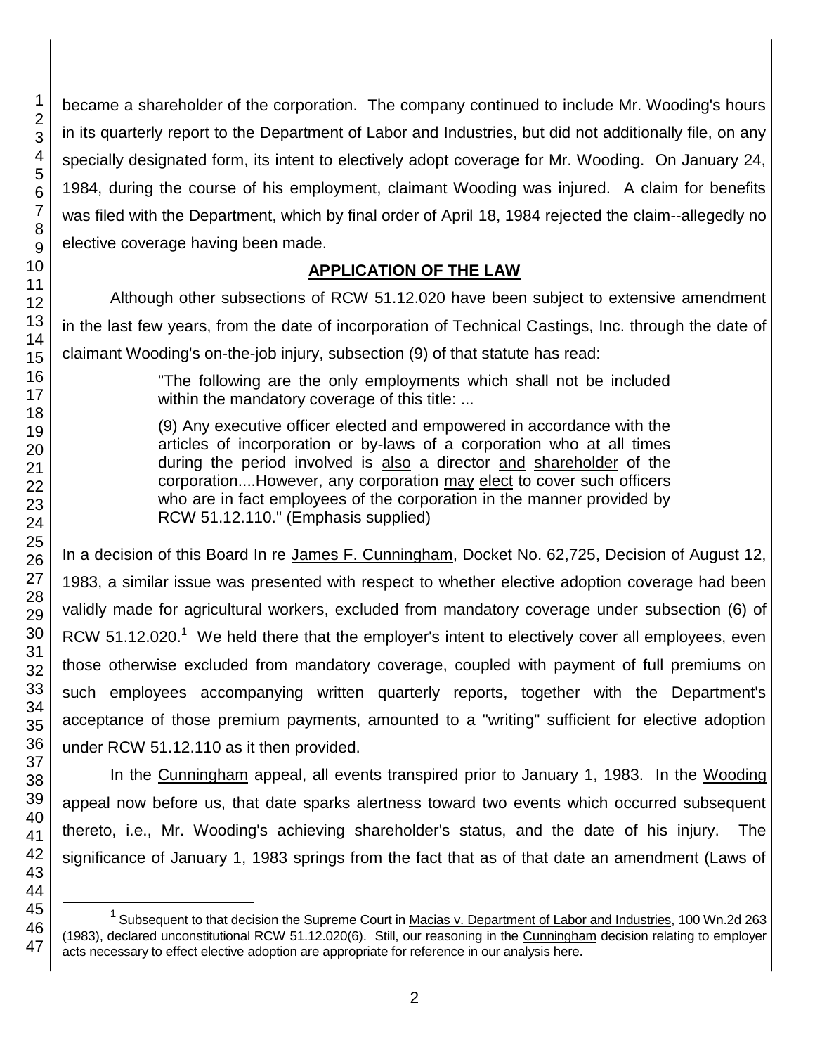became a shareholder of the corporation. The company continued to include Mr. Wooding's hours in its quarterly report to the Department of Labor and Industries, but did not additionally file, on any specially designated form, its intent to electively adopt coverage for Mr. Wooding. On January 24, 1984, during the course of his employment, claimant Wooding was injured. A claim for benefits was filed with the Department, which by final order of April 18, 1984 rejected the claim--allegedly no elective coverage having been made.

## APPLICATION OF THE LAW

Although other subsections of RCW 51.12.020 have been subject to extensive amendment in the last few years, from the date of incorporation of Technical Castings, Inc. through the date of claimant Wooding's on-the-job injury, subsection (9) of that statute has read:

> "The following are the only employments which shall not be included within the mandatory coverage of this title: ...
>
> (9) Any executive officer elected and empowered in accordance with the articles of incorporation or by-laws of a corporation who at all times during the period involved is also a director and shareholder of the corporation....However, any corporation may elect to cover such officers who are in fact employees of the corporation in the manner provided by RCW 51.12.110." (Emphasis supplied)

In a decision of this Board In re James F. Cunningham, Docket No. 62,725, Decision of August 12, 1983, a similar issue was presented with respect to whether elective adoption coverage had been validly made for agricultural workers, excluded from mandatory coverage under subsection (6) of RCW 51.12.020.[1] We held there that the employer's intent to electively cover all employees, even those otherwise excluded from mandatory coverage, coupled with payment of full premiums on such employees accompanying written quarterly reports, together with the Department's acceptance of those premium payments, amounted to a "writing" sufficient for elective adoption under RCW 51.12.110 as it then provided.

In the Cunningham appeal, all events transpired prior to January 1, 1983. In the Wooding appeal now before us, that date sparks alertness toward two events which occurred subsequent thereto, i.e., Mr. Wooding's achieving shareholder's status, and the date of his injury. The significance of January 1, 1983 springs from the fact that as of that date an amendment (Laws of

[1] Subsequent to that decision the Supreme Court in Macias v. Department of Labor and Industries, 100 Wn.2d 263 (1983), declared unconstitutional RCW 51.12.020(6). Still, our reasoning in the Cunningham decision relating to employer acts necessary to effect elective adoption are appropriate for reference in our analysis here.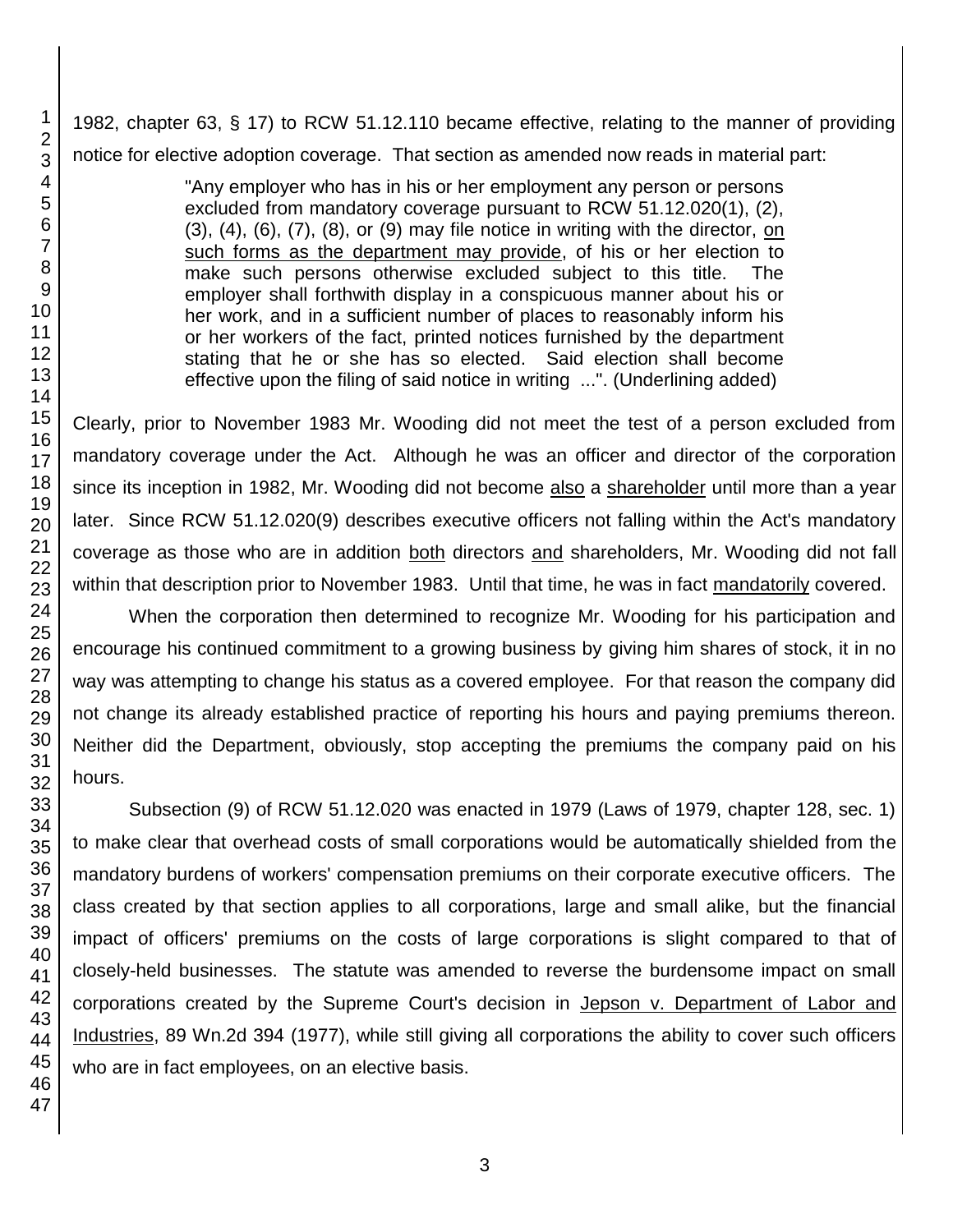1982, chapter 63, § 17) to RCW 51.12.110 became effective, relating to the manner of providing notice for elective adoption coverage. That section as amended now reads in material part:

> "Any employer who has in his or her employment any person or persons excluded from mandatory coverage pursuant to RCW 51.12.020(1), (2), (3), (4), (6), (7), (8), or (9) may file notice in writing with the director, <u>on such forms as the department may provide</u>, of his or her election to make such persons otherwise excluded subject to this title. The employer shall forthwith display in a conspicuous manner about his or her work, and in a sufficient number of places to reasonably inform his or her workers of the fact, printed notices furnished by the department stating that he or she has so elected. Said election shall become effective upon the filing of said notice in writing ...". (Underlining added)

Clearly, prior to November 1983 Mr. Wooding did not meet the test of a person excluded from mandatory coverage under the Act. Although he was an officer and director of the corporation since its inception in 1982, Mr. Wooding did not become <u>also</u> a <u>shareholder</u> until more than a year later. Since RCW 51.12.020(9) describes executive officers not falling within the Act's mandatory coverage as those who are in addition <u>both</u> directors <u>and</u> shareholders, Mr. Wooding did not fall within that description prior to November 1983. Until that time, he was in fact <u>mandatorily</u> covered.

When the corporation then determined to recognize Mr. Wooding for his participation and encourage his continued commitment to a growing business by giving him shares of stock, it in no way was attempting to change his status as a covered employee. For that reason the company did not change its already established practice of reporting his hours and paying premiums thereon. Neither did the Department, obviously, stop accepting the premiums the company paid on his hours.

Subsection (9) of RCW 51.12.020 was enacted in 1979 (Laws of 1979, chapter 128, sec. 1) to make clear that overhead costs of small corporations would be automatically shielded from the mandatory burdens of workers' compensation premiums on their corporate executive officers. The class created by that section applies to all corporations, large and small alike, but the financial impact of officers' premiums on the costs of large corporations is slight compared to that of closely-held businesses. The statute was amended to reverse the burdensome impact on small corporations created by the Supreme Court's decision in <u>Jepson v. Department of Labor and Industries</u>, 89 Wn.2d 394 (1977), while still giving all corporations the ability to cover such officers who are in fact employees, on an elective basis.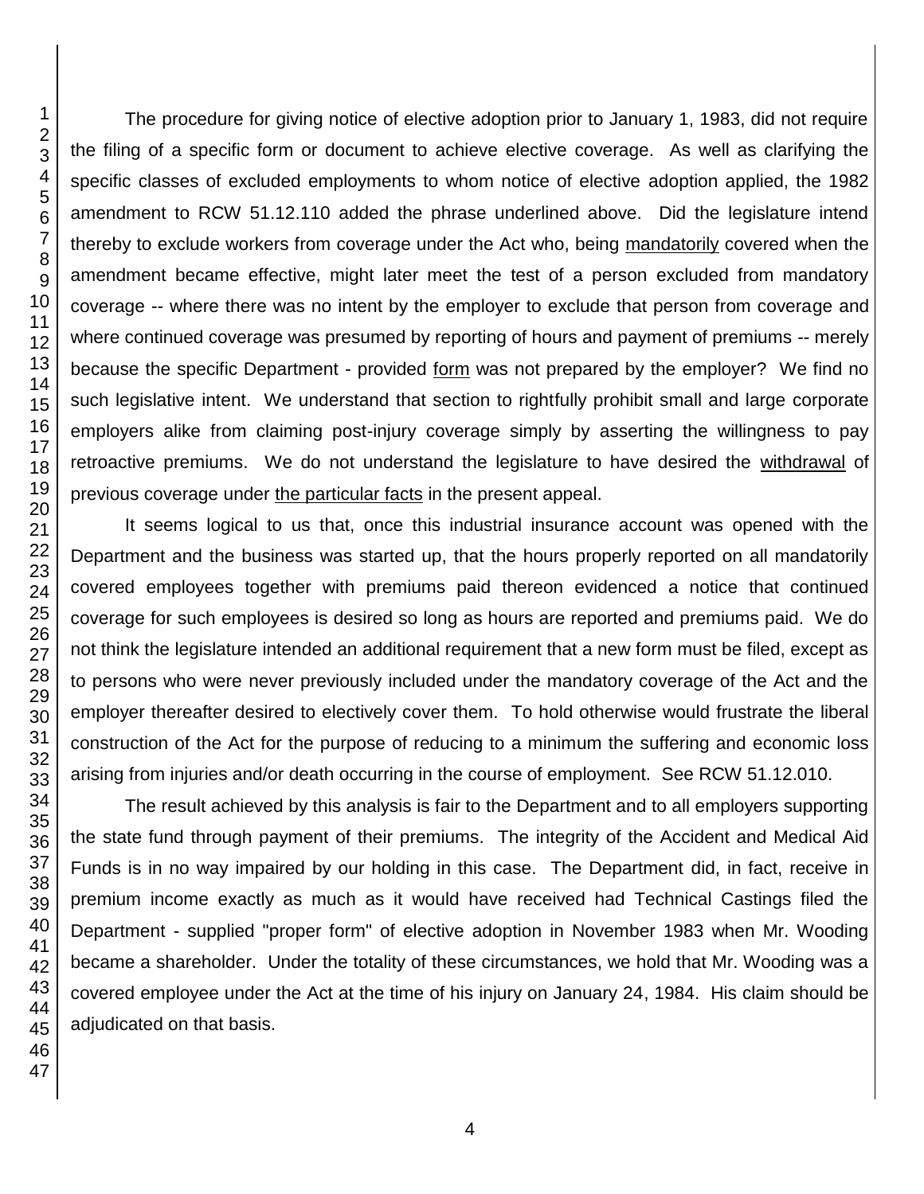The procedure for giving notice of elective adoption prior to January 1, 1983, did not require the filing of a specific form or document to achieve elective coverage. As well as clarifying the specific classes of excluded employments to whom notice of elective adoption applied, the 1982 amendment to RCW 51.12.110 added the phrase underlined above. Did the legislature intend thereby to exclude workers from coverage under the Act who, being <u>mandatorily</u> covered when the amendment became effective, might later meet the test of a person excluded from mandatory coverage -- where there was no intent by the employer to exclude that person from coverage and where continued coverage was presumed by reporting of hours and payment of premiums -- merely because the specific Department - provided <u>form</u> was not prepared by the employer? We find no such legislative intent. We understand that section to rightfully prohibit small and large corporate employers alike from claiming post-injury coverage simply by asserting the willingness to pay retroactive premiums. We do not understand the legislature to have desired the <u>withdrawal</u> of previous coverage under <u>the particular facts</u> in the present appeal.

It seems logical to us that, once this industrial insurance account was opened with the Department and the business was started up, that the hours properly reported on all mandatorily covered employees together with premiums paid thereon evidenced a notice that continued coverage for such employees is desired so long as hours are reported and premiums paid. We do not think the legislature intended an additional requirement that a new form must be filed, except as to persons who were never previously included under the mandatory coverage of the Act and the employer thereafter desired to electively cover them. To hold otherwise would frustrate the liberal construction of the Act for the purpose of reducing to a minimum the suffering and economic loss arising from injuries and/or death occurring in the course of employment. See RCW 51.12.010.

The result achieved by this analysis is fair to the Department and to all employers supporting the state fund through payment of their premiums. The integrity of the Accident and Medical Aid Funds is in no way impaired by our holding in this case. The Department did, in fact, receive in premium income exactly as much as it would have received had Technical Castings filed the Department - supplied "proper form" of elective adoption in November 1983 when Mr. Wooding became a shareholder. Under the totality of these circumstances, we hold that Mr. Wooding was a covered employee under the Act at the time of his injury on January 24, 1984. His claim should be adjudicated on that basis.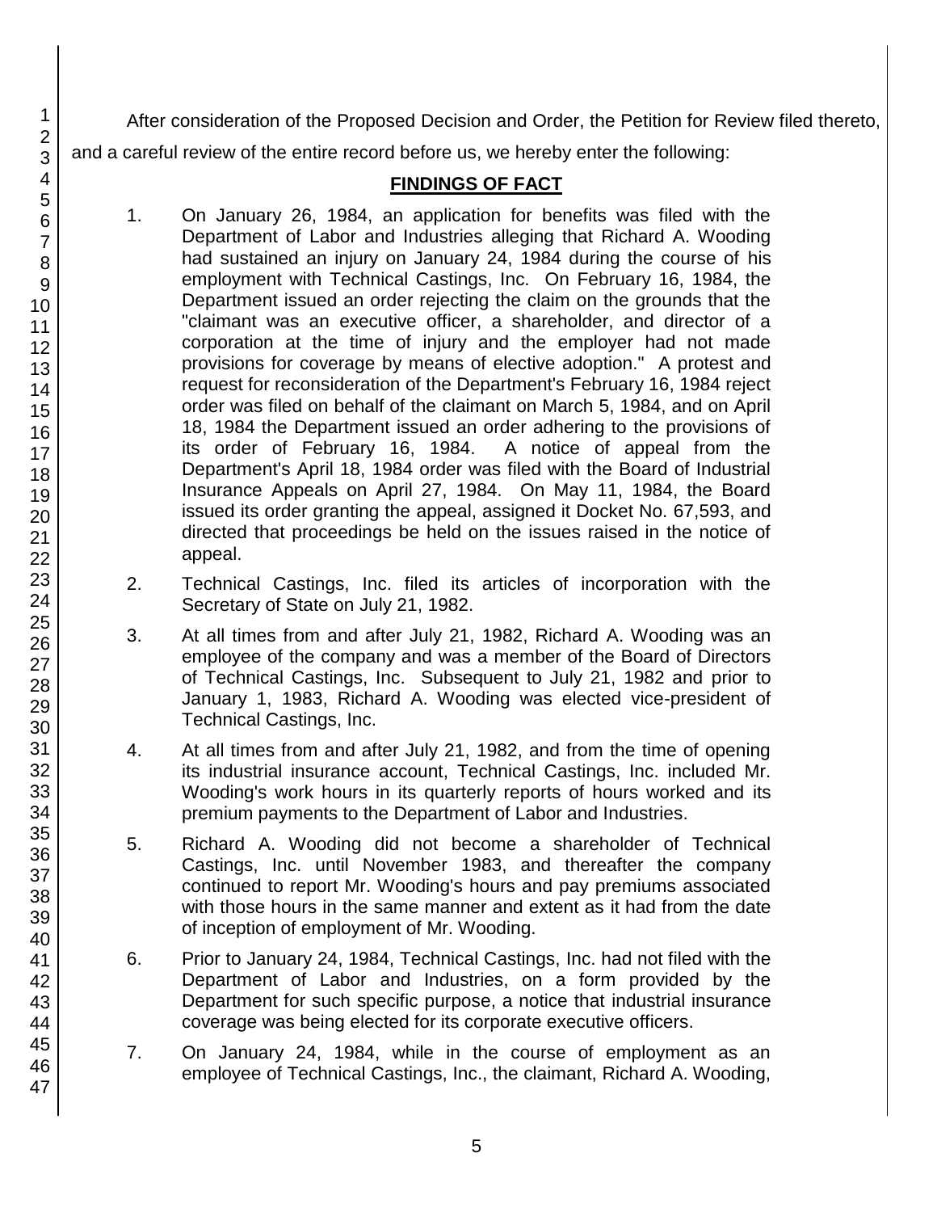After consideration of the Proposed Decision and Order, the Petition for Review filed thereto, and a careful review of the entire record before us, we hereby enter the following:

## FINDINGS OF FACT

1. On January 26, 1984, an application for benefits was filed with the Department of Labor and Industries alleging that Richard A. Wooding had sustained an injury on January 24, 1984 during the course of his employment with Technical Castings, Inc. On February 16, 1984, the Department issued an order rejecting the claim on the grounds that the "claimant was an executive officer, a shareholder, and director of a corporation at the time of injury and the employer had not made provisions for coverage by means of elective adoption." A protest and request for reconsideration of the Department's February 16, 1984 reject order was filed on behalf of the claimant on March 5, 1984, and on April 18, 1984 the Department issued an order adhering to the provisions of its order of February 16, 1984. A notice of appeal from the Department's April 18, 1984 order was filed with the Board of Industrial Insurance Appeals on April 27, 1984. On May 11, 1984, the Board issued its order granting the appeal, assigned it Docket No. 67,593, and directed that proceedings be held on the issues raised in the notice of appeal.

2. Technical Castings, Inc. filed its articles of incorporation with the Secretary of State on July 21, 1982.

3. At all times from and after July 21, 1982, Richard A. Wooding was an employee of the company and was a member of the Board of Directors of Technical Castings, Inc. Subsequent to July 21, 1982 and prior to January 1, 1983, Richard A. Wooding was elected vice-president of Technical Castings, Inc.

4. At all times from and after July 21, 1982, and from the time of opening its industrial insurance account, Technical Castings, Inc. included Mr. Wooding's work hours in its quarterly reports of hours worked and its premium payments to the Department of Labor and Industries.

5. Richard A. Wooding did not become a shareholder of Technical Castings, Inc. until November 1983, and thereafter the company continued to report Mr. Wooding's hours and pay premiums associated with those hours in the same manner and extent as it had from the date of inception of employment of Mr. Wooding.

6. Prior to January 24, 1984, Technical Castings, Inc. had not filed with the Department of Labor and Industries, on a form provided by the Department for such specific purpose, a notice that industrial insurance coverage was being elected for its corporate executive officers.

7. On January 24, 1984, while in the course of employment as an employee of Technical Castings, Inc., the claimant, Richard A. Wooding,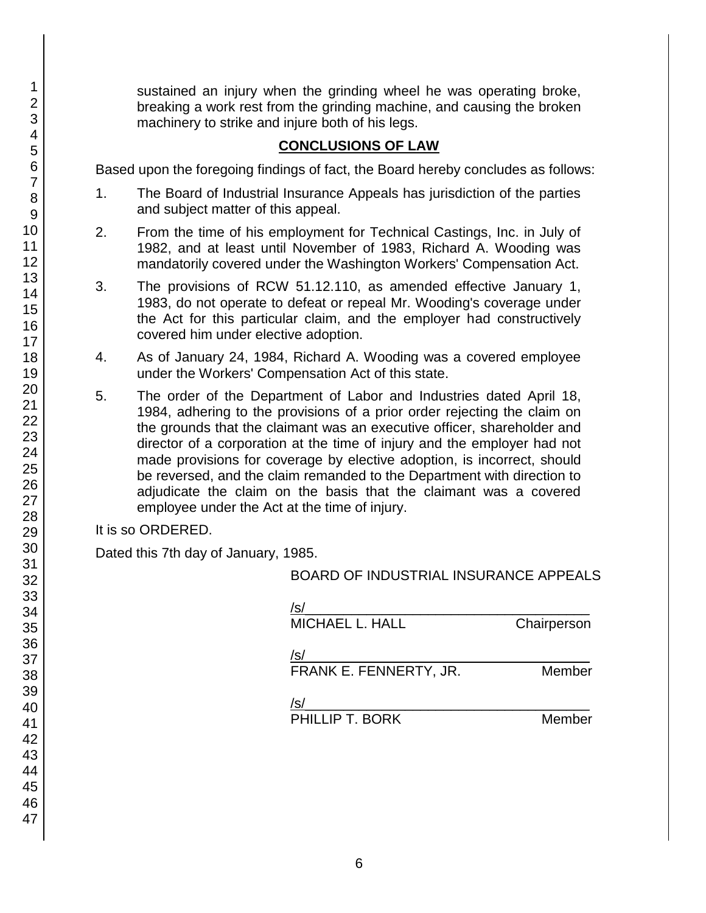sustained an injury when the grinding wheel he was operating broke, breaking a work rest from the grinding machine, and causing the broken machinery to strike and injure both of his legs.

## CONCLUSIONS OF LAW

Based upon the foregoing findings of fact, the Board hereby concludes as follows:

1. The Board of Industrial Insurance Appeals has jurisdiction of the parties and subject matter of this appeal.

2. From the time of his employment for Technical Castings, Inc. in July of 1982, and at least until November of 1983, Richard A. Wooding was mandatorily covered under the Washington Workers' Compensation Act.

3. The provisions of RCW 51.12.110, as amended effective January 1, 1983, do not operate to defeat or repeal Mr. Wooding's coverage under the Act for this particular claim, and the employer had constructively covered him under elective adoption.

4. As of January 24, 1984, Richard A. Wooding was a covered employee under the Workers' Compensation Act of this state.

5. The order of the Department of Labor and Industries dated April 18, 1984, adhering to the provisions of a prior order rejecting the claim on the grounds that the claimant was an executive officer, shareholder and director of a corporation at the time of injury and the employer had not made provisions for coverage by elective adoption, is incorrect, should be reversed, and the claim remanded to the Department with direction to adjudicate the claim on the basis that the claimant was a covered employee under the Act at the time of injury.

It is so ORDERED.

Dated this 7th day of January, 1985.

BOARD OF INDUSTRIAL INSURANCE APPEALS

/s/
MICHAEL L. HALL Chairperson

/s/
FRANK E. FENNERTY, JR. Member

/s/
PHILLIP T. BORK Member